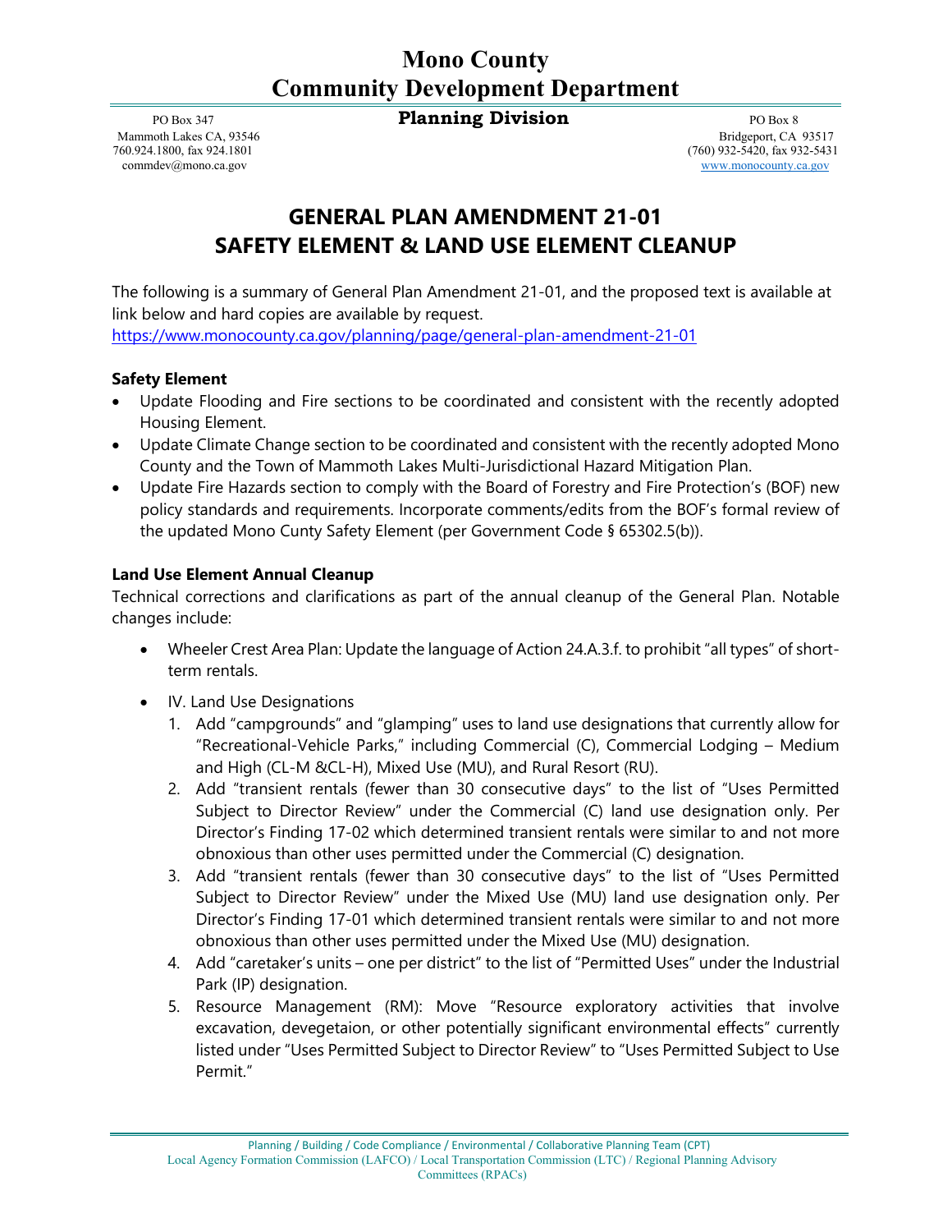# Mono County
# Community Development Department

**Planning Division**

PO Box 347
Mammoth Lakes CA, 93546
760.924.1800, fax 924.1801
commdev@mono.ca.gov

PO Box 8
Bridgeport, CA 93517
(760) 932-5420, fax 932-5431
www.monocounty.ca.gov

## GENERAL PLAN AMENDMENT 21-01
## SAFETY ELEMENT & LAND USE ELEMENT CLEANUP

The following is a summary of General Plan Amendment 21-01, and the proposed text is available at link below and hard copies are available by request.
https://www.monocounty.ca.gov/planning/page/general-plan-amendment-21-01

### Safety Element

- Update Flooding and Fire sections to be coordinated and consistent with the recently adopted Housing Element.
- Update Climate Change section to be coordinated and consistent with the recently adopted Mono County and the Town of Mammoth Lakes Multi-Jurisdictional Hazard Mitigation Plan.
- Update Fire Hazards section to comply with the Board of Forestry and Fire Protection's (BOF) new policy standards and requirements. Incorporate comments/edits from the BOF's formal review of the updated Mono Cunty Safety Element (per Government Code § 65302.5(b)).

### Land Use Element Annual Cleanup

Technical corrections and clarifications as part of the annual cleanup of the General Plan. Notable changes include:

- Wheeler Crest Area Plan: Update the language of Action 24.A.3.f. to prohibit "all types" of short-term rentals.
- IV. Land Use Designations
  1. Add "campgrounds" and "glamping" uses to land use designations that currently allow for "Recreational-Vehicle Parks," including Commercial (C), Commercial Lodging – Medium and High (CL-M &CL-H), Mixed Use (MU), and Rural Resort (RU).
  2. Add "transient rentals (fewer than 30 consecutive days" to the list of "Uses Permitted Subject to Director Review" under the Commercial (C) land use designation only. Per Director's Finding 17-02 which determined transient rentals were similar to and not more obnoxious than other uses permitted under the Commercial (C) designation.
  3. Add "transient rentals (fewer than 30 consecutive days" to the list of "Uses Permitted Subject to Director Review" under the Mixed Use (MU) land use designation only. Per Director's Finding 17-01 which determined transient rentals were similar to and not more obnoxious than other uses permitted under the Mixed Use (MU) designation.
  4. Add "caretaker's units – one per district" to the list of "Permitted Uses" under the Industrial Park (IP) designation.
  5. Resource Management (RM): Move "Resource exploratory activities that involve excavation, devegetaion, or other potentially significant environmental effects" currently listed under "Uses Permitted Subject to Director Review" to "Uses Permitted Subject to Use Permit."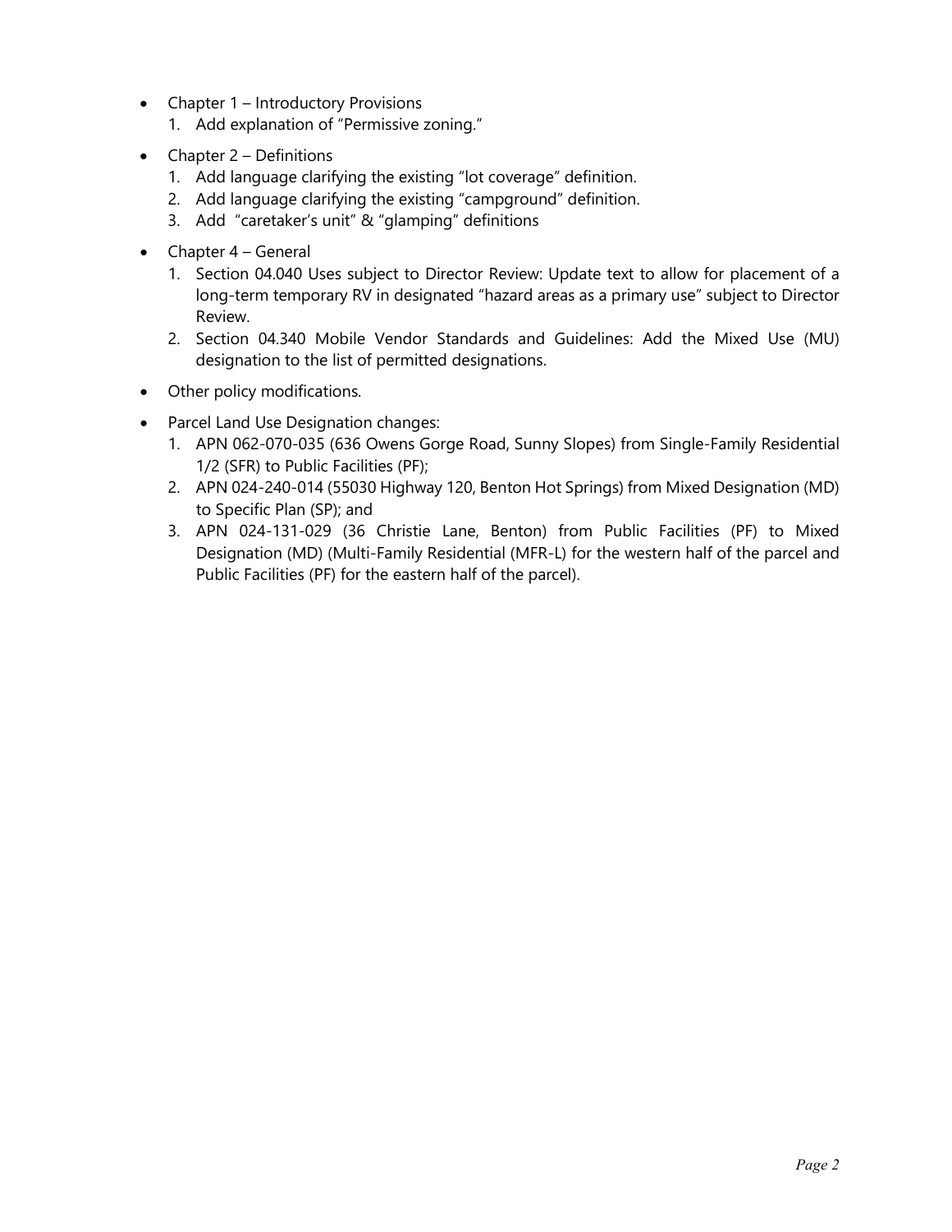- Chapter 1 – Introductory Provisions
  1. Add explanation of "Permissive zoning."
- Chapter 2 – Definitions
  1. Add language clarifying the existing "lot coverage" definition.
  2. Add language clarifying the existing "campground" definition.
  3. Add "caretaker's unit" & "glamping" definitions
- Chapter 4 – General
  1. Section 04.040 Uses subject to Director Review: Update text to allow for placement of a long-term temporary RV in designated "hazard areas as a primary use" subject to Director Review.
  2. Section 04.340 Mobile Vendor Standards and Guidelines: Add the Mixed Use (MU) designation to the list of permitted designations.
- Other policy modifications.
- Parcel Land Use Designation changes:
  1. APN 062-070-035 (636 Owens Gorge Road, Sunny Slopes) from Single-Family Residential 1/2 (SFR) to Public Facilities (PF);
  2. APN 024-240-014 (55030 Highway 120, Benton Hot Springs) from Mixed Designation (MD) to Specific Plan (SP); and
  3. APN 024-131-029 (36 Christie Lane, Benton) from Public Facilities (PF) to Mixed Designation (MD) (Multi-Family Residential (MFR-L) for the western half of the parcel and Public Facilities (PF) for the eastern half of the parcel).